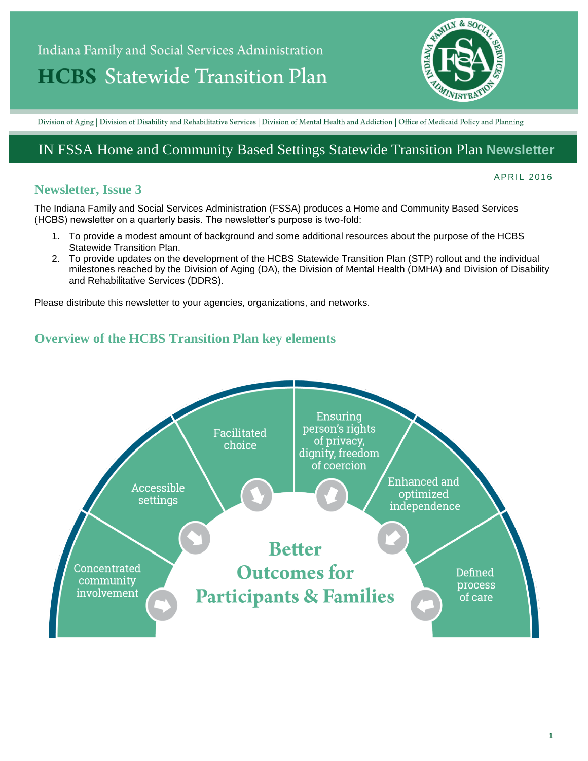# Indiana Family and Social Services Administration

# HCBS Statewide Transition Plan

Division of Aging | Division of Disability and Rehabilitative Services | Division of Mental Health and Addiction | Office of Medicaid Policy and Planning

## IN FSSA Home and Community Based Settings Statewide Transition Plan **Newsletter**

APRIL 2016

### Newsletter, Issue 3

The Indiana Family and Social Services Administration (FSSA) produces a Home and Community Based Services (HCBS) newsletter on a quarterly basis. The newsletter's purpose is two-fold:

1. To provide a modest amount of background and some additional resources about the purpose of the HCBS Statewide Transition Plan.
2. To provide updates on the development of the HCBS Statewide Transition Plan (STP) rollout and the individual milestones reached by the Division of Aging (DA), the Division of Mental Health (DMHA) and Division of Disability and Rehabilitative Services (DDRS).

Please distribute this newsletter to your agencies, organizations, and networks.

### Overview of the HCBS Transition Plan key elements

- Concentrated community involvement
- Accessible settings
- Facilitated choice
- Ensuring person's rights of privacy, dignity, freedom of coercion
- Enhanced and optimized independence
- Defined process of care

**Better Outcomes for Participants & Families**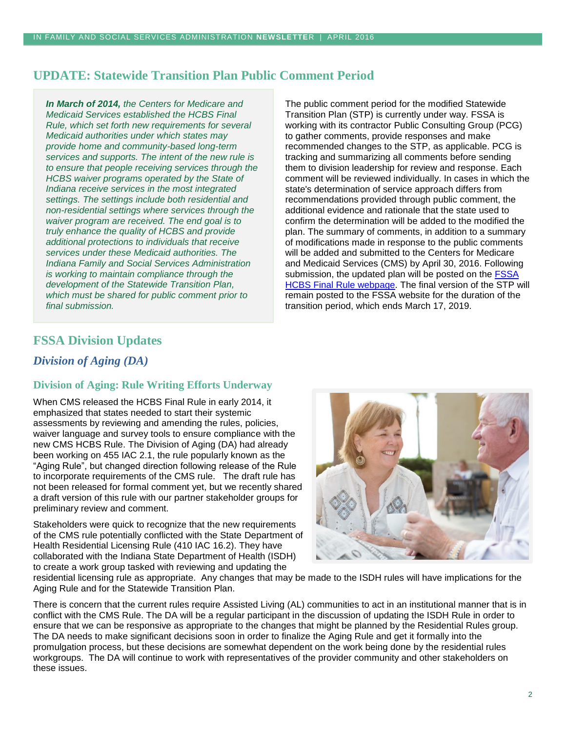## UPDATE: Statewide Transition Plan Public Comment Period

***In March of 2014,*** *the Centers for Medicare and Medicaid Services established the HCBS Final Rule, which set forth new requirements for several Medicaid authorities under which states may provide home and community-based long-term services and supports. The intent of the new rule is to ensure that people receiving services through the HCBS waiver programs operated by the State of Indiana receive services in the most integrated settings. The settings include both residential and non-residential settings where services through the waiver program are received. The end goal is to truly enhance the quality of HCBS and provide additional protections to individuals that receive services under these Medicaid authorities. The Indiana Family and Social Services Administration is working to maintain compliance through the development of the Statewide Transition Plan, which must be shared for public comment prior to final submission.*

The public comment period for the modified Statewide Transition Plan (STP) is currently under way. FSSA is working with its contractor Public Consulting Group (PCG) to gather comments, provide responses and make recommended changes to the STP, as applicable. PCG is tracking and summarizing all comments before sending them to division leadership for review and response. Each comment will be reviewed individually. In cases in which the state's determination of service approach differs from recommendations provided through public comment, the additional evidence and rationale that the state used to confirm the determination will be added to the modified the plan. The summary of comments, in addition to a summary of modifications made in response to the public comments will be added and submitted to the Centers for Medicare and Medicaid Services (CMS) by April 30, 2016. Following submission, the updated plan will be posted on the FSSA HCBS Final Rule webpage. The final version of the STP will remain posted to the FSSA website for the duration of the transition period, which ends March 17, 2019.

## FSSA Division Updates

### *Division of Aging (DA)*

#### Division of Aging: Rule Writing Efforts Underway

When CMS released the HCBS Final Rule in early 2014, it emphasized that states needed to start their systemic assessments by reviewing and amending the rules, policies, waiver language and survey tools to ensure compliance with the new CMS HCBS Rule. The Division of Aging (DA) had already been working on 455 IAC 2.1, the rule popularly known as the "Aging Rule", but changed direction following release of the Rule to incorporate requirements of the CMS rule. The draft rule has not been released for formal comment yet, but we recently shared a draft version of this rule with our partner stakeholder groups for preliminary review and comment.

Stakeholders were quick to recognize that the new requirements of the CMS rule potentially conflicted with the State Department of Health Residential Licensing Rule (410 IAC 16.2). They have collaborated with the Indiana State Department of Health (ISDH) to create a work group tasked with reviewing and updating the residential licensing rule as appropriate. Any changes that may be made to the ISDH rules will have implications for the Aging Rule and for the Statewide Transition Plan.

There is concern that the current rules require Assisted Living (AL) communities to act in an institutional manner that is in conflict with the CMS Rule. The DA will be a regular participant in the discussion of updating the ISDH Rule in order to ensure that we can be responsive as appropriate to the changes that might be planned by the Residential Rules group. The DA needs to make significant decisions soon in order to finalize the Aging Rule and get it formally into the promulgation process, but these decisions are somewhat dependent on the work being done by the residential rules workgroups. The DA will continue to work with representatives of the provider community and other stakeholders on these issues.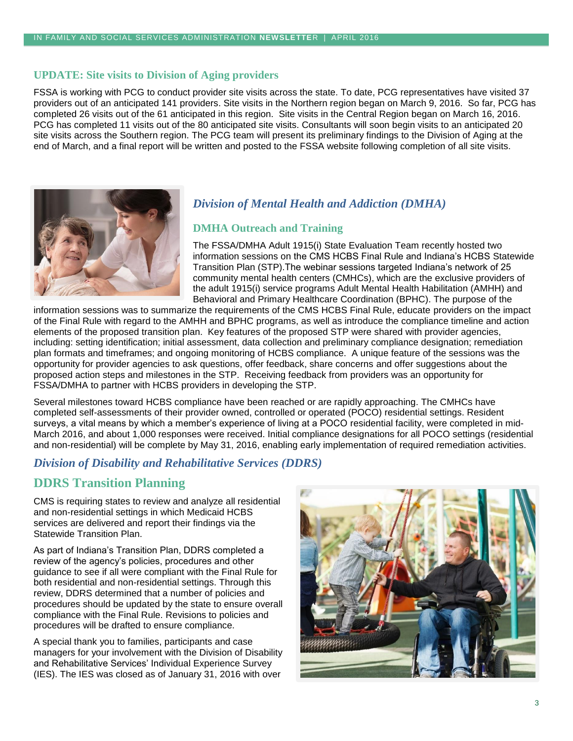## UPDATE: Site visits to Division of Aging providers

FSSA is working with PCG to conduct provider site visits across the state. To date, PCG representatives have visited 37 providers out of an anticipated 141 providers. Site visits in the Northern region began on March 9, 2016. So far, PCG has completed 26 visits out of the 61 anticipated in this region. Site visits in the Central Region began on March 16, 2016. PCG has completed 11 visits out of the 80 anticipated site visits. Consultants will soon begin visits to an anticipated 20 site visits across the Southern region. The PCG team will present its preliminary findings to the Division of Aging at the end of March, and a final report will be written and posted to the FSSA website following completion of all site visits.

# *Division of Mental Health and Addiction (DMHA)*

## DMHA Outreach and Training

The FSSA/DMHA Adult 1915(i) State Evaluation Team recently hosted two information sessions on the CMS HCBS Final Rule and Indiana's HCBS Statewide Transition Plan (STP).The webinar sessions targeted Indiana's network of 25 community mental health centers (CMHCs), which are the exclusive providers of the adult 1915(i) service programs Adult Mental Health Habilitation (AMHH) and Behavioral and Primary Healthcare Coordination (BPHC). The purpose of the information sessions was to summarize the requirements of the CMS HCBS Final Rule, educate providers on the impact of the Final Rule with regard to the AMHH and BPHC programs, as well as introduce the compliance timeline and action elements of the proposed transition plan. Key features of the proposed STP were shared with provider agencies, including: setting identification; initial assessment, data collection and preliminary compliance designation; remediation plan formats and timeframes; and ongoing monitoring of HCBS compliance. A unique feature of the sessions was the opportunity for provider agencies to ask questions, offer feedback, share concerns and offer suggestions about the proposed action steps and milestones in the STP. Receiving feedback from providers was an opportunity for FSSA/DMHA to partner with HCBS providers in developing the STP.

Several milestones toward HCBS compliance have been reached or are rapidly approaching. The CMHCs have completed self-assessments of their provider owned, controlled or operated (POCO) residential settings. Resident surveys, a vital means by which a member's experience of living at a POCO residential facility, were completed in mid-March 2016, and about 1,000 responses were received. Initial compliance designations for all POCO settings (residential and non-residential) will be complete by May 31, 2016, enabling early implementation of required remediation activities.

# *Division of Disability and Rehabilitative Services (DDRS)*

## DDRS Transition Planning

CMS is requiring states to review and analyze all residential and non-residential settings in which Medicaid HCBS services are delivered and report their findings via the Statewide Transition Plan.

As part of Indiana's Transition Plan, DDRS completed a review of the agency's policies, procedures and other guidance to see if all were compliant with the Final Rule for both residential and non-residential settings. Through this review, DDRS determined that a number of policies and procedures should be updated by the state to ensure overall compliance with the Final Rule. Revisions to policies and procedures will be drafted to ensure compliance.

A special thank you to families, participants and case managers for your involvement with the Division of Disability and Rehabilitative Services' Individual Experience Survey (IES). The IES was closed as of January 31, 2016 with over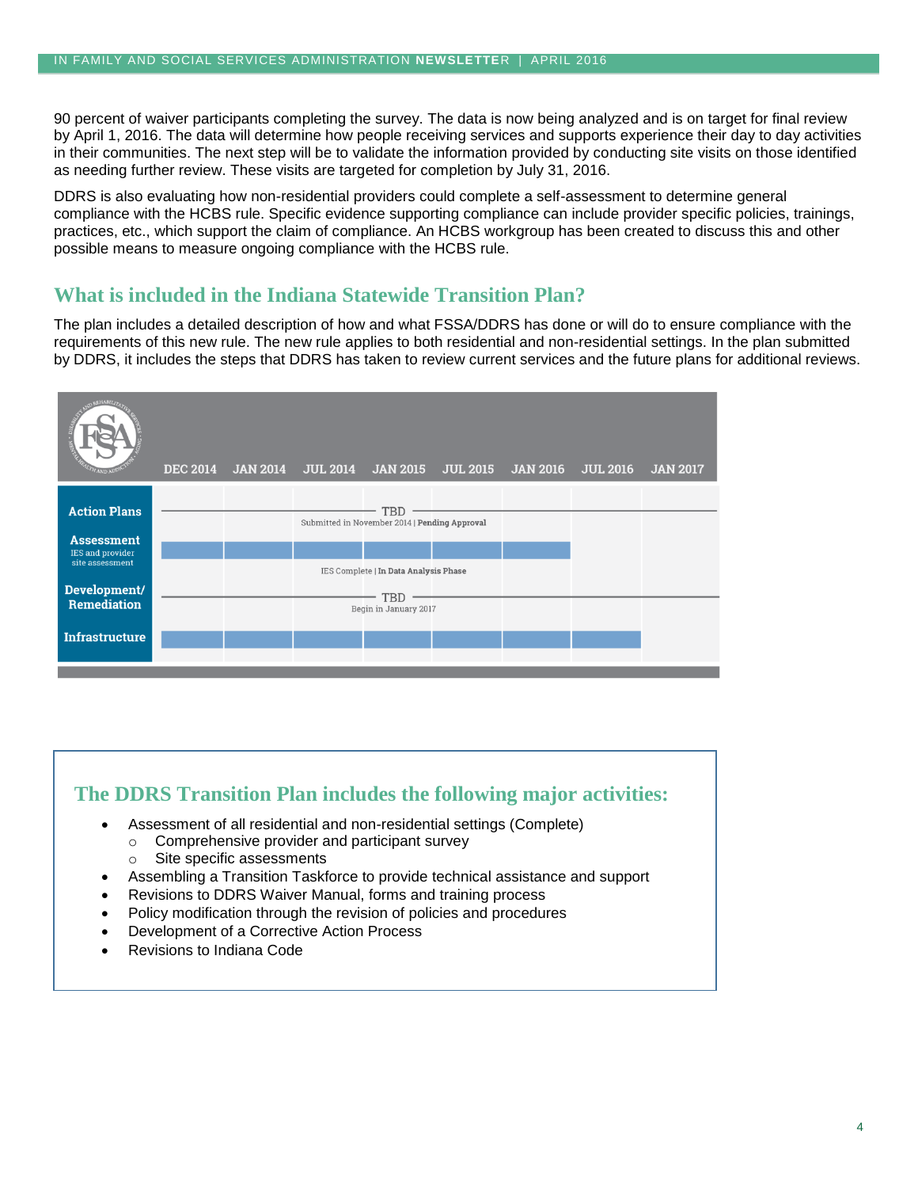90 percent of waiver participants completing the survey. The data is now being analyzed and is on target for final review by April 1, 2016. The data will determine how people receiving services and supports experience their day to day activities in their communities. The next step will be to validate the information provided by conducting site visits on those identified as needing further review. These visits are targeted for completion by July 31, 2016.

DDRS is also evaluating how non-residential providers could complete a self-assessment to determine general compliance with the HCBS rule. Specific evidence supporting compliance can include provider specific policies, trainings, practices, etc., which support the claim of compliance. An HCBS workgroup has been created to discuss this and other possible means to measure ongoing compliance with the HCBS rule.

## What is included in the Indiana Statewide Transition Plan?

The plan includes a detailed description of how and what FSSA/DDRS has done or will do to ensure compliance with the requirements of this new rule. The new rule applies to both residential and non-residential settings. In the plan submitted by DDRS, it includes the steps that DDRS has taken to review current services and the future plans for additional reviews.

DEC 2014 JAN 2014 JUL 2014 JAN 2015 JUL 2015 JAN 2016 JUL 2016 JAN 2017

Action Plans
TBD
Submitted in November 2014 | **Pending Approval**

Assessment
IES and provider site assessment
IES Complete | **In Data Analysis Phase**

Development/ Remediation
TBD
Begin in January 2017

Infrastructure

## The DDRS Transition Plan includes the following major activities:

- Assessment of all residential and non-residential settings (Complete)
  - Comprehensive provider and participant survey
  - Site specific assessments
- Assembling a Transition Taskforce to provide technical assistance and support
- Revisions to DDRS Waiver Manual, forms and training process
- Policy modification through the revision of policies and procedures
- Development of a Corrective Action Process
- Revisions to Indiana Code